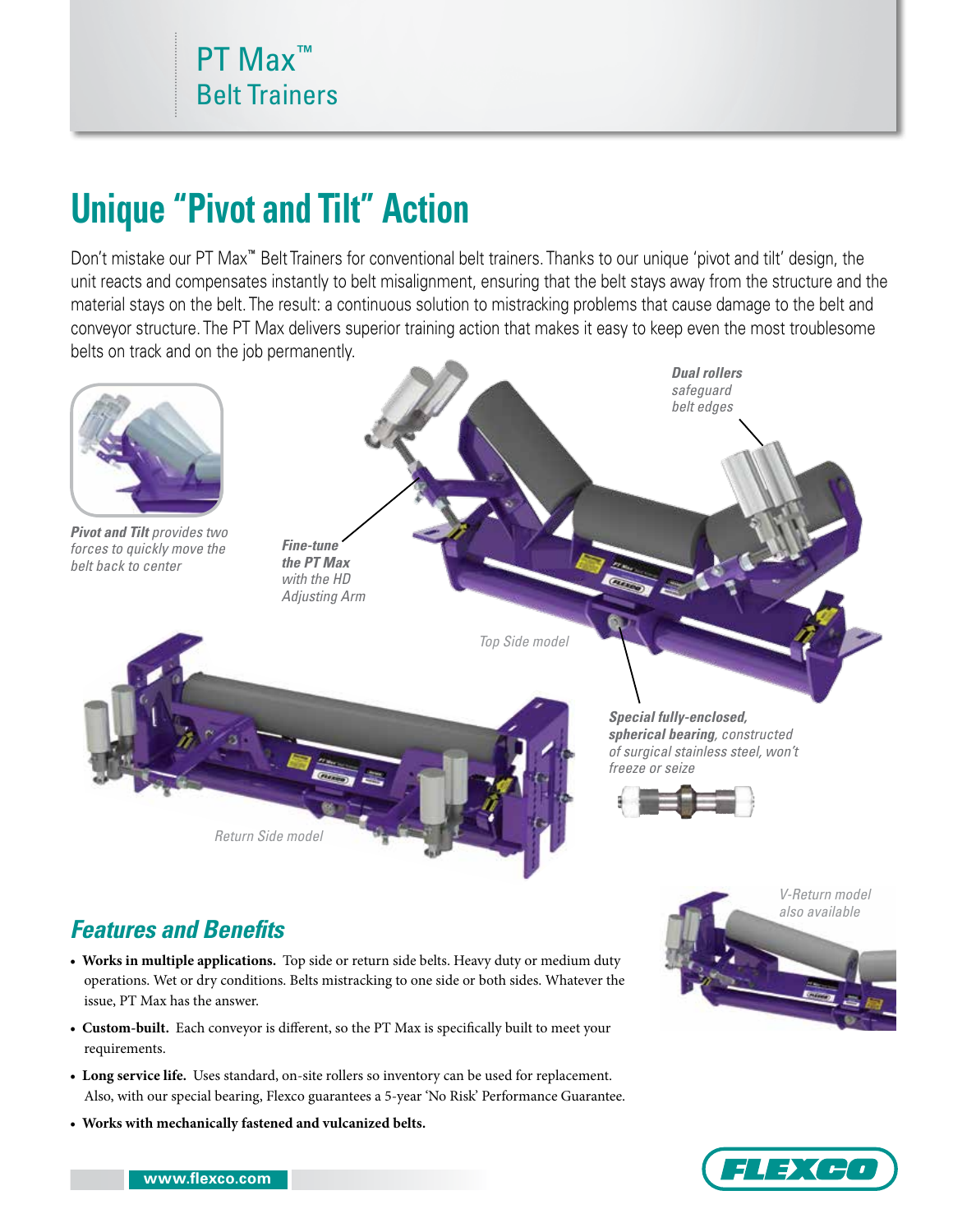# PT Max™ Belt Trainers

## Unique "Pivot and Tilt" Action

Don't mistake our PT Max™ Belt Trainers for conventional belt trainers. Thanks to our unique 'pivot and tilt' design, the unit reacts and compensates instantly to belt misalignment, ensuring that the belt stays away from the structure and the material stays on the belt. The result: a continuous solution to mistracking problems that cause damage to the belt and conveyor structure. The PT Max delivers superior training action that makes it easy to keep even the most troublesome belts on track and on the job permanently.

***Pivot and Tilt*** *provides two forces to quickly move the belt back to center*

***Fine-tune the PT Max*** *with the HD Adjusting Arm*

***Dual rollers*** *safeguard belt edges*

*Top Side model*

***Special fully-enclosed, spherical bearing****, constructed of surgical stainless steel, won't freeze or seize*

*Return Side model*

*V-Return model also available*

### Features and Benefits

- **Works in multiple applications.** Top side or return side belts. Heavy duty or medium duty operations. Wet or dry conditions. Belts mistracking to one side or both sides. Whatever the issue, PT Max has the answer.
- **Custom-built.** Each conveyor is different, so the PT Max is specifically built to meet your requirements.
- **Long service life.** Uses standard, on-site rollers so inventory can be used for replacement. Also, with our special bearing, Flexco guarantees a 5-year 'No Risk' Performance Guarantee.
- **Works with mechanically fastened and vulcanized belts.**

www.flexco.com

FLEXCO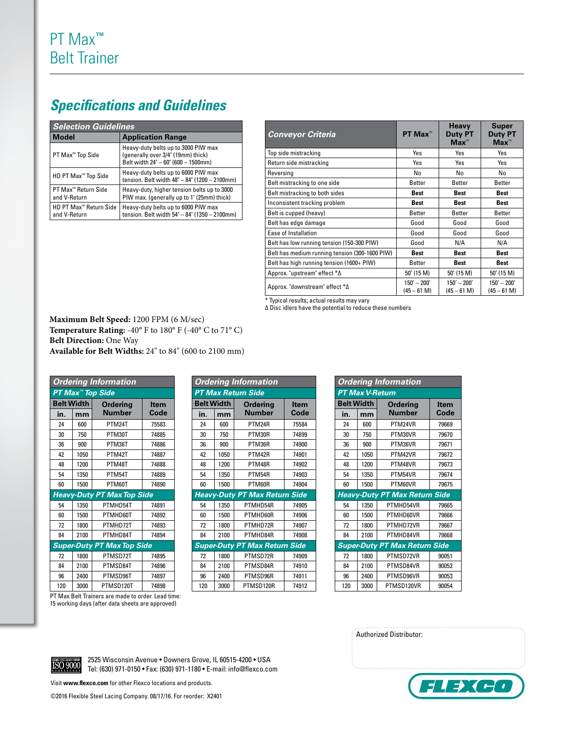# PT Max™ Belt Trainer

## Specifications and Guidelines

| Selection Guidelines | |
|---|---|
| **Model** | **Application Range** |
| PT Max™ Top Side | Heavy-duty belts up to 3000 PIW max (generally over 3/4" (19mm) thick) Belt width 24" – 60" (600 – 1500mm) |
| HD PT Max™ Top Side | Heavy-duty belts up to 6000 PIW max tension. Belt width 48" – 84" (1200 – 2100mm) |
| PT Max™ Return Side and V-Return | Heavy-duty, higher tension belts up to 3000 PIW max. (generally up to 1" (25mm) thick) |
| HD PT Max™ Return Side and V-Return | Heavy-duty belts up to 6000 PIW max tension. Belt width 54" – 84" (1350 – 2100mm) |

| Conveyor Criteria | PT Max™ | Heavy Duty PT Max™ | Super Duty PT Max™ |
|---|---|---|---|
| Top side mistracking | Yes | Yes | Yes |
| Return side mistracking | Yes | Yes | Yes |
| Reversing | No | No | No |
| Belt mistracking to one side | Better | Better | Better |
| Belt mistracking to both sides | **Best** | **Best** | **Best** |
| Inconsistent tracking problem | **Best** | **Best** | **Best** |
| Belt is cupped (heavy) | Better | Better | Better |
| Belt has edge damage | Good | Good | Good |
| Ease of Installation | Good | Good | Good |
| Belt has low running tension (150-300 PIW) | Good | N/A | N/A |
| Belt has medium running tension (300-1600 PIW) | **Best** | **Best** | **Best** |
| Belt has high running tension (1600+ PIW) | Better | **Best** | **Best** |
| Approx. "upstream" effect *Δ | 50' (15 M) | 50' (15 M) | 50' (15 M) |
| Approx. "downstream" effect *Δ | 150' – 200' (45 – 61 M) | 150' – 200' (45 – 61 M) | 150' – 200' (45 – 61 M) |

\* Typical results; actual results may vary
Δ Disc idlers have the potential to reduce these numbers

**Maximum Belt Speed:** 1200 FPM (6 M/sec)
**Temperature Rating:** -40° F to 180° F (-40° C to 71° C)
**Belt Direction:** One Way
**Available for Belt Widths:** 24" to 84" (600 to 2100 mm)

### Ordering Information

| Belt Width in. | Belt Width mm | Ordering Number | Item Code |
|---|---|---|---|
| ***PT Max™ Top Side*** | | | |
| 24 | 600 | PTM24T | 75583 |
| 30 | 750 | PTM30T | 74885 |
| 36 | 900 | PTM36T | 74886 |
| 42 | 1050 | PTM42T | 74887 |
| 48 | 1200 | PTM48T | 74888 |
| 54 | 1350 | PTM54T | 74889 |
| 60 | 1500 | PTM60T | 74890 |
| ***Heavy-Duty PT Max Top Side*** | | | |
| 54 | 1350 | PTMHD54T | 74891 |
| 60 | 1500 | PTMHD60T | 74892 |
| 72 | 1800 | PTMHD72T | 74893 |
| 84 | 2100 | PTMHD84T | 74894 |
| ***Super-Duty PT Max Top Side*** | | | |
| 72 | 1800 | PTMSD72T | 74895 |
| 84 | 2100 | PTMSD84T | 74896 |
| 96 | 2400 | PTMSD96T | 74897 |
| 120 | 3000 | PTMSD120T | 74898 |

PT Max Belt Trainers are made to order. Lead time: 15 working days (after data sheets are approved)

### Ordering Information

| Belt Width in. | Belt Width mm | Ordering Number | Item Code |
|---|---|---|---|
| ***PT Max Return Side*** | | | |
| 24 | 600 | PTM24R | 75584 |
| 30 | 750 | PTM30R | 74899 |
| 36 | 900 | PTM36R | 74900 |
| 42 | 1050 | PTM42R | 74901 |
| 48 | 1200 | PTM48R | 74902 |
| 54 | 1350 | PTM54R | 74903 |
| 60 | 1500 | PTM60R | 74904 |
| ***Heavy-Duty PT Max Return Side*** | | | |
| 54 | 1350 | PTMHD54R | 74905 |
| 60 | 1500 | PTMHD60R | 74906 |
| 72 | 1800 | PTMHD72R | 74907 |
| 84 | 2100 | PTMHD84R | 74908 |
| ***Super-Duty PT Max Return Side*** | | | |
| 72 | 1800 | PTMSD72R | 74909 |
| 84 | 2100 | PTMSD84R | 74910 |
| 96 | 2400 | PTMSD96R | 74911 |
| 120 | 3000 | PTMSD120R | 74912 |

### Ordering Information

| Belt Width in. | Belt Width mm | Ordering Number | Item Code |
|---|---|---|---|
| ***PT Max V-Return*** | | | |
| 24 | 600 | PTM24VR | 79669 |
| 30 | 750 | PTM30VR | 79670 |
| 36 | 900 | PTM36VR | 79671 |
| 42 | 1050 | PTM42VR | 79672 |
| 48 | 1200 | PTM48VR | 79673 |
| 54 | 1350 | PTM54VR | 79674 |
| 60 | 1500 | PTM60VR | 79675 |
| ***Heavy-Duty PT Max Return Side*** | | | |
| 54 | 1350 | PTMHD54VR | 79665 |
| 60 | 1500 | PTMHD60VR | 79666 |
| 72 | 1800 | PTMHD72VR | 79667 |
| 84 | 2100 | PTMHD84VR | 79668 |
| ***Super-Duty PT Max Return Side*** | | | |
| 72 | 1800 | PTMSD72VR | 90051 |
| 84 | 2100 | PTMSD84VR | 90052 |
| 96 | 2400 | PTMSD96VR | 90053 |
| 120 | 3000 | PTMSD120VR | 90054 |

Authorized Distributor:

ISO 9000

2525 Wisconsin Avenue • Downers Grove, IL 60515-4200 • USA
Tel: (630) 971-0150 • Fax: (630) 971-1180 • E-mail: info@flexco.com

Visit **www.flexco.com** for other Flexco locations and products.

©2016 Flexible Steel Lacing Company. 08/17/16. For reorder: X2401

FLEXCO